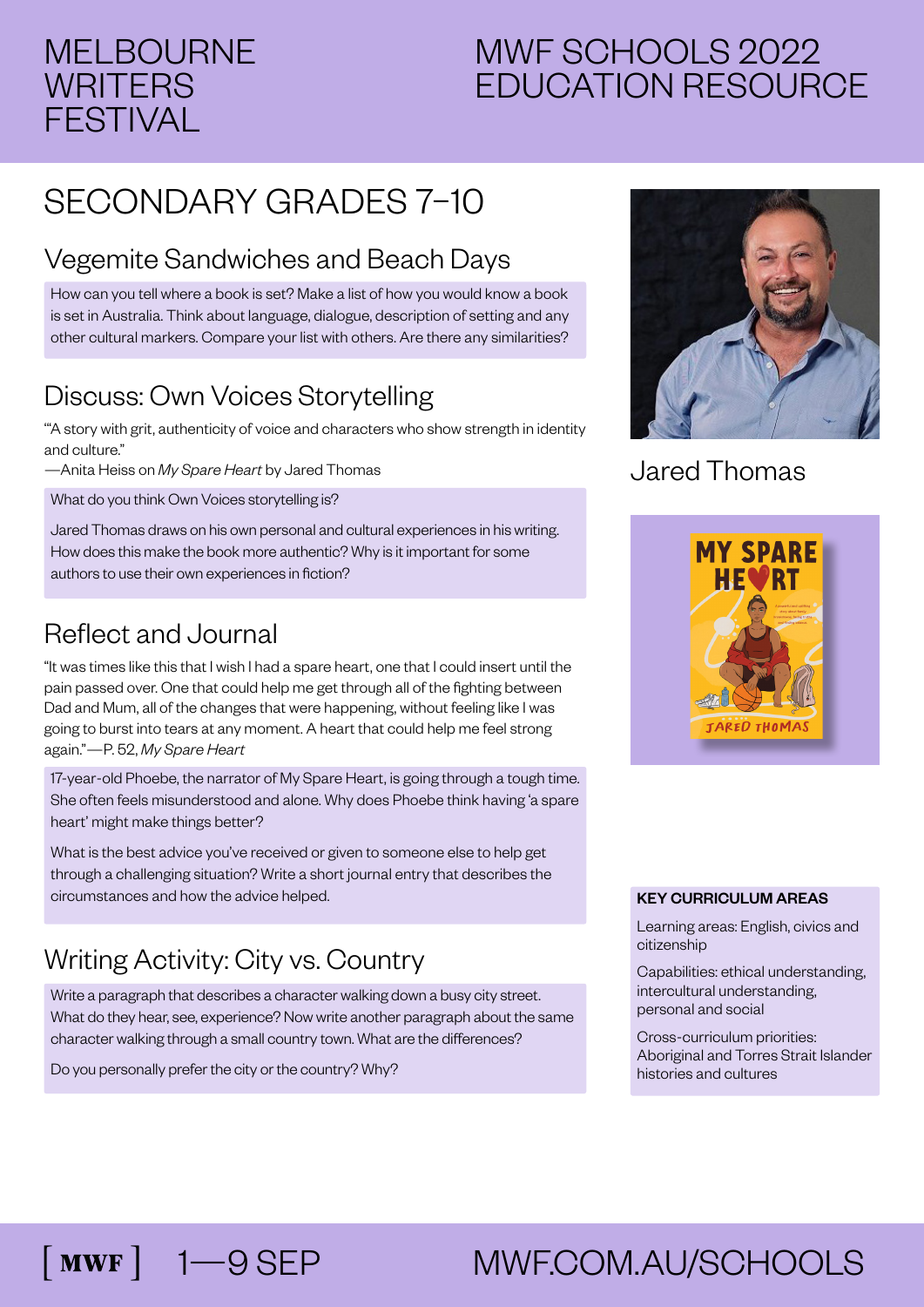# MELBOURNE WRITERS FESTIVAL

# MWF SCHOOLS 2022 EDUCATION RESOURCE

## SECONDARY GRADES 7–10

### Vegemite Sandwiches and Beach Days

How can you tell where a book is set? Make a list of how you would know a book is set in Australia. Think about language, dialogue, description of setting and any other cultural markers. Compare your list with others. Are there any similarities?

### Discuss: Own Voices Storytelling

"'A story with grit, authenticity of voice and characters who show strength in identity and culture."
—Anita Heiss on *My Spare Heart* by Jared Thomas

What do you think Own Voices storytelling is?

Jared Thomas draws on his own personal and cultural experiences in his writing. How does this make the book more authentic? Why is it important for some authors to use their own experiences in fiction?

### Reflect and Journal

"It was times like this that I wish I had a spare heart, one that I could insert until the pain passed over. One that could help me get through all of the fighting between Dad and Mum, all of the changes that were happening, without feeling like I was going to burst into tears at any moment. A heart that could help me feel strong again."—P. 52, *My Spare Heart*

17-year-old Phoebe, the narrator of My Spare Heart, is going through a tough time. She often feels misunderstood and alone. Why does Phoebe think having 'a spare heart' might make things better?

What is the best advice you've received or given to someone else to help get through a challenging situation? Write a short journal entry that describes the circumstances and how the advice helped.

### Writing Activity: City vs. Country

Write a paragraph that describes a character walking down a busy city street. What do they hear, see, experience? Now write another paragraph about the same character walking through a small country town. What are the differences?

Do you personally prefer the city or the country? Why?

Jared Thomas

**KEY CURRICULUM AREAS**

Learning areas: English, civics and citizenship

Capabilities: ethical understanding, intercultural understanding, personal and social

Cross-curriculum priorities: Aboriginal and Torres Strait Islander histories and cultures

[ MWF ] 1—9 SEP MWF.COM.AU/SCHOOLS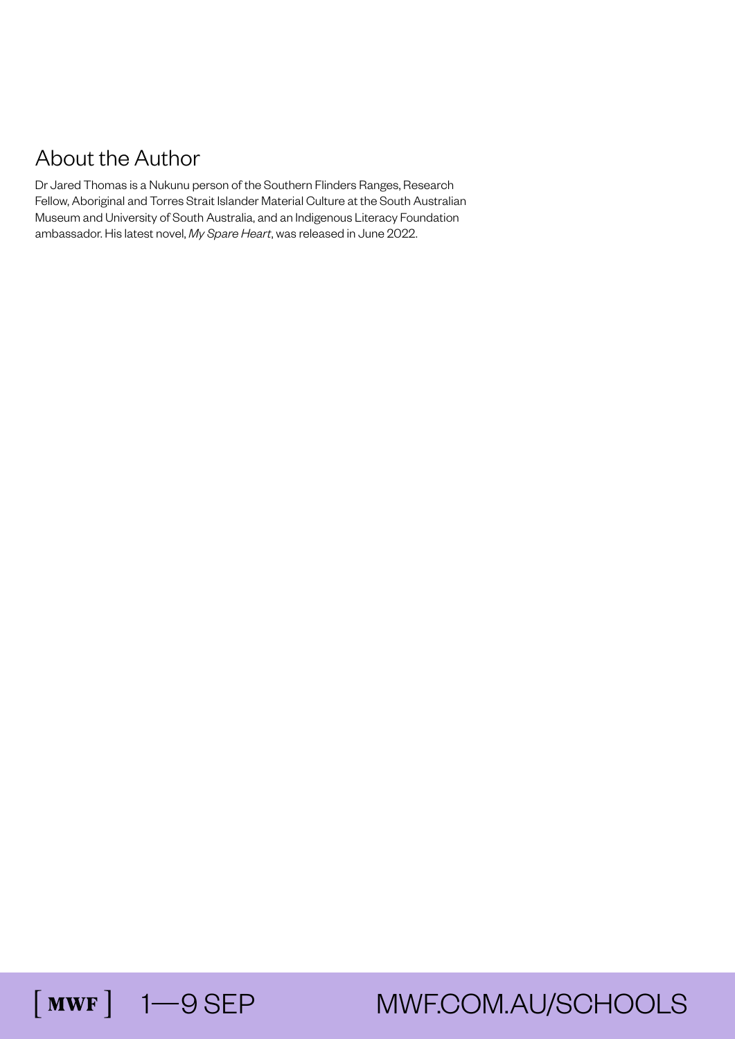## About the Author

Dr Jared Thomas is a Nukunu person of the Southern Flinders Ranges, Research Fellow, Aboriginal and Torres Strait Islander Material Culture at the South Australian Museum and University of South Australia, and an Indigenous Literacy Foundation ambassador. His latest novel, *My Spare Heart*, was released in June 2022.